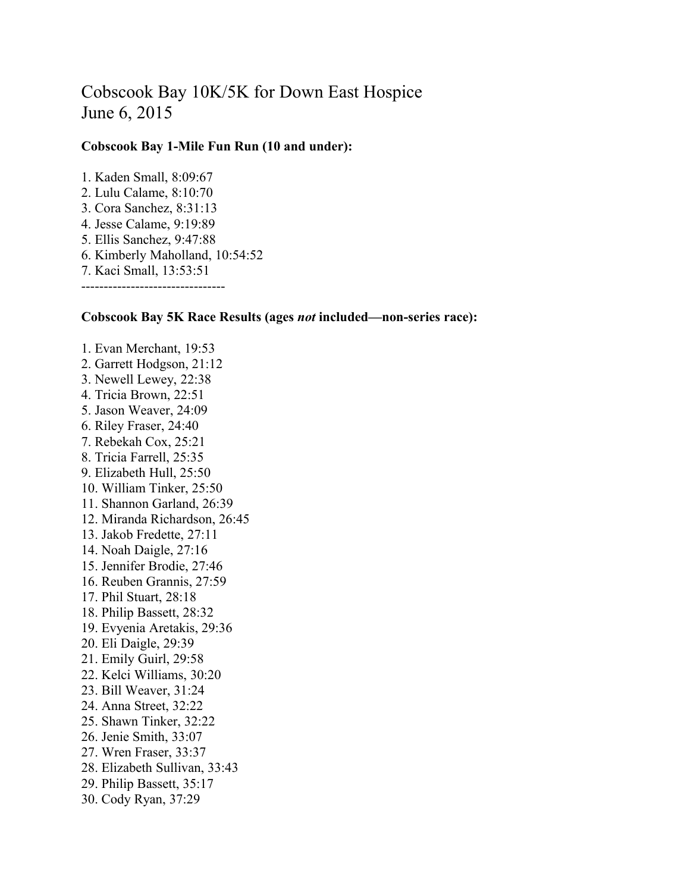# Cobscook Bay 10K/5K for Down East Hospice
# June 6, 2015

**Cobscook Bay 1-Mile Fun Run (10 and under):**

1. Kaden Small, 8:09:67
2. Lulu Calame, 8:10:70
3. Cora Sanchez, 8:31:13
4. Jesse Calame, 9:19:89
5. Ellis Sanchez, 9:47:88
6. Kimberly Maholland, 10:54:52
7. Kaci Small, 13:53:51

--------------------------------

**Cobscook Bay 5K Race Results (ages *not* included—non-series race):**

1. Evan Merchant, 19:53
2. Garrett Hodgson, 21:12
3. Newell Lewey, 22:38
4. Tricia Brown, 22:51
5. Jason Weaver, 24:09
6. Riley Fraser, 24:40
7. Rebekah Cox, 25:21
8. Tricia Farrell, 25:35
9. Elizabeth Hull, 25:50
10. William Tinker, 25:50
11. Shannon Garland, 26:39
12. Miranda Richardson, 26:45
13. Jakob Fredette, 27:11
14. Noah Daigle, 27:16
15. Jennifer Brodie, 27:46
16. Reuben Grannis, 27:59
17. Phil Stuart, 28:18
18. Philip Bassett, 28:32
19. Evyenia Aretakis, 29:36
20. Eli Daigle, 29:39
21. Emily Guirl, 29:58
22. Kelci Williams, 30:20
23. Bill Weaver, 31:24
24. Anna Street, 32:22
25. Shawn Tinker, 32:22
26. Jenie Smith, 33:07
27. Wren Fraser, 33:37
28. Elizabeth Sullivan, 33:43
29. Philip Bassett, 35:17
30. Cody Ryan, 37:29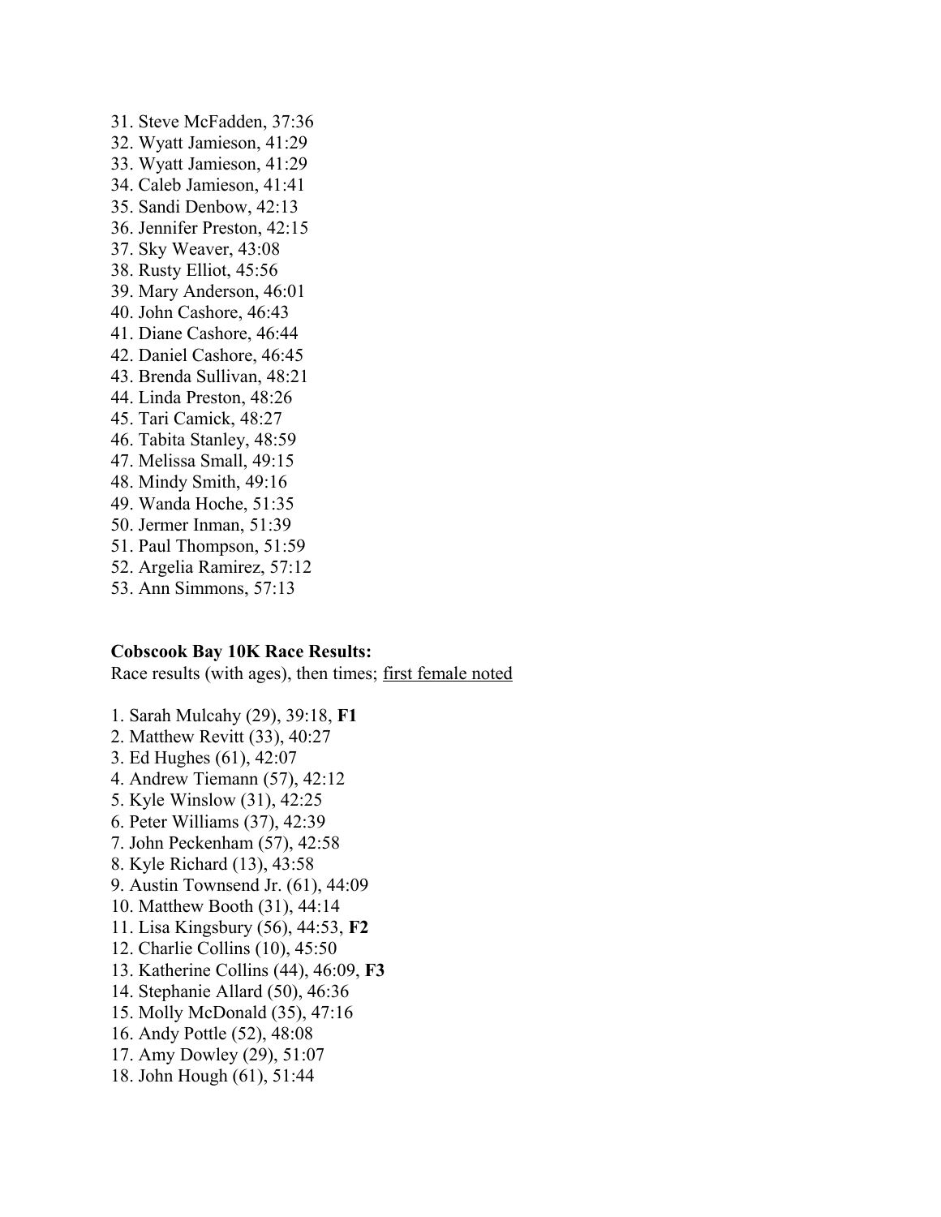31. Steve McFadden, 37:36
32. Wyatt Jamieson, 41:29
33. Wyatt Jamieson, 41:29
34. Caleb Jamieson, 41:41
35. Sandi Denbow, 42:13
36. Jennifer Preston, 42:15
37. Sky Weaver, 43:08
38. Rusty Elliot, 45:56
39. Mary Anderson, 46:01
40. John Cashore, 46:43
41. Diane Cashore, 46:44
42. Daniel Cashore, 46:45
43. Brenda Sullivan, 48:21
44. Linda Preston, 48:26
45. Tari Camick, 48:27
46. Tabita Stanley, 48:59
47. Melissa Small, 49:15
48. Mindy Smith, 49:16
49. Wanda Hoche, 51:35
50. Jermer Inman, 51:39
51. Paul Thompson, 51:59
52. Argelia Ramirez, 57:12
53. Ann Simmons, 57:13

**Cobscook Bay 10K Race Results:**

Race results (with ages), then times; <u>first female noted</u>

1. Sarah Mulcahy (29), 39:18, **F1**
2. Matthew Revitt (33), 40:27
3. Ed Hughes (61), 42:07
4. Andrew Tiemann (57), 42:12
5. Kyle Winslow (31), 42:25
6. Peter Williams (37), 42:39
7. John Peckenham (57), 42:58
8. Kyle Richard (13), 43:58
9. Austin Townsend Jr. (61), 44:09
10. Matthew Booth (31), 44:14
11. Lisa Kingsbury (56), 44:53, **F2**
12. Charlie Collins (10), 45:50
13. Katherine Collins (44), 46:09, **F3**
14. Stephanie Allard (50), 46:36
15. Molly McDonald (35), 47:16
16. Andy Pottle (52), 48:08
17. Amy Dowley (29), 51:07
18. John Hough (61), 51:44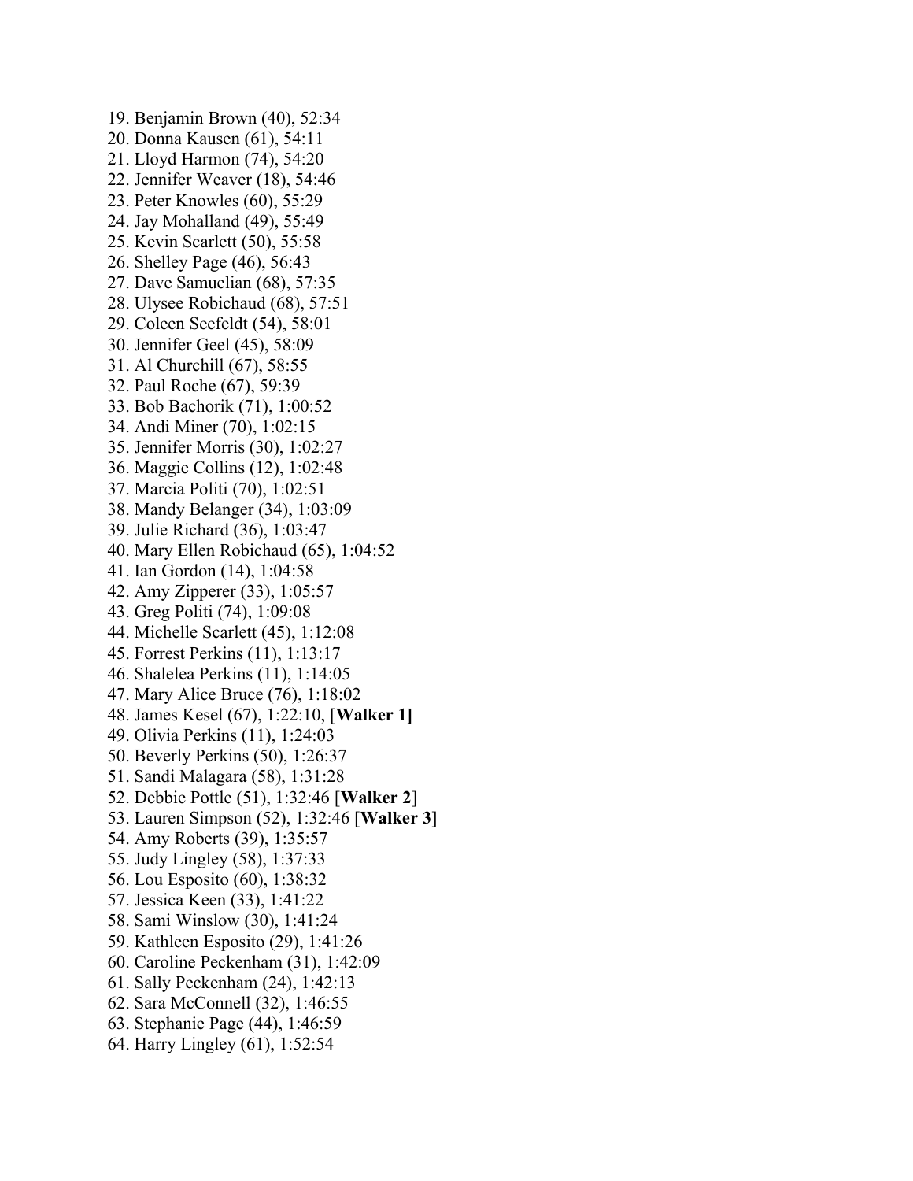19. Benjamin Brown (40), 52:34
20. Donna Kausen (61), 54:11
21. Lloyd Harmon (74), 54:20
22. Jennifer Weaver (18), 54:46
23. Peter Knowles (60), 55:29
24. Jay Mohalland (49), 55:49
25. Kevin Scarlett (50), 55:58
26. Shelley Page (46), 56:43
27. Dave Samuelian (68), 57:35
28. Ulysee Robichaud (68), 57:51
29. Coleen Seefeldt (54), 58:01
30. Jennifer Geel (45), 58:09
31. Al Churchill (67), 58:55
32. Paul Roche (67), 59:39
33. Bob Bachorik (71), 1:00:52
34. Andi Miner (70), 1:02:15
35. Jennifer Morris (30), 1:02:27
36. Maggie Collins (12), 1:02:48
37. Marcia Politi (70), 1:02:51
38. Mandy Belanger (34), 1:03:09
39. Julie Richard (36), 1:03:47
40. Mary Ellen Robichaud (65), 1:04:52
41. Ian Gordon (14), 1:04:58
42. Amy Zipperer (33), 1:05:57
43. Greg Politi (74), 1:09:08
44. Michelle Scarlett (45), 1:12:08
45. Forrest Perkins (11), 1:13:17
46. Shalelea Perkins (11), 1:14:05
47. Mary Alice Bruce (76), 1:18:02
48. James Kesel (67), 1:22:10, [**Walker 1**]
49. Olivia Perkins (11), 1:24:03
50. Beverly Perkins (50), 1:26:37
51. Sandi Malagara (58), 1:31:28
52. Debbie Pottle (51), 1:32:46 [**Walker 2**]
53. Lauren Simpson (52), 1:32:46 [**Walker 3**]
54. Amy Roberts (39), 1:35:57
55. Judy Lingley (58), 1:37:33
56. Lou Esposito (60), 1:38:32
57. Jessica Keen (33), 1:41:22
58. Sami Winslow (30), 1:41:24
59. Kathleen Esposito (29), 1:41:26
60. Caroline Peckenham (31), 1:42:09
61. Sally Peckenham (24), 1:42:13
62. Sara McConnell (32), 1:46:55
63. Stephanie Page (44), 1:46:59
64. Harry Lingley (61), 1:52:54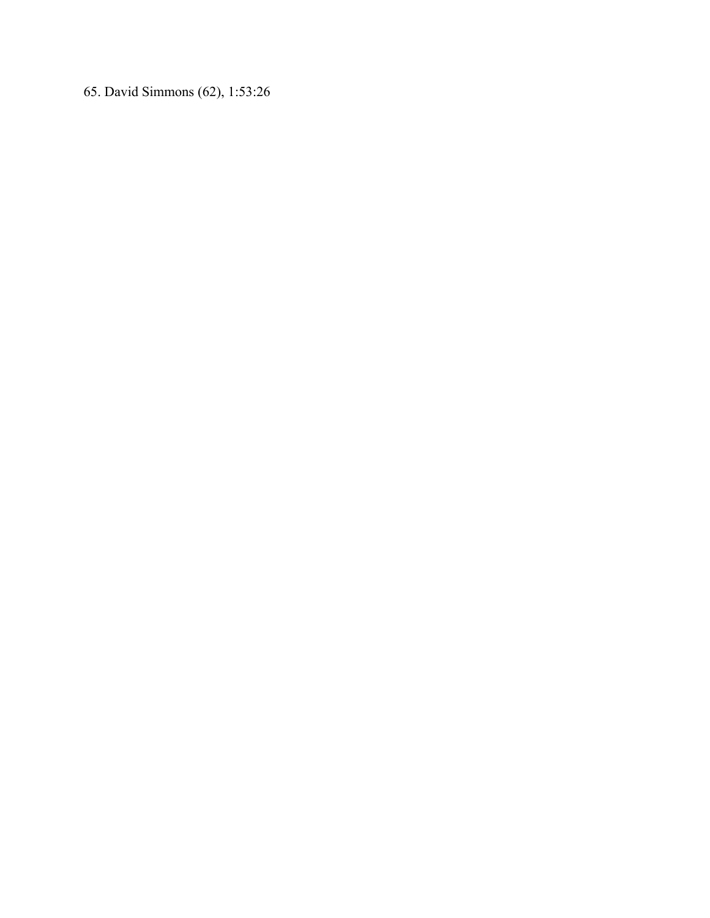65. David Simmons (62), 1:53:26